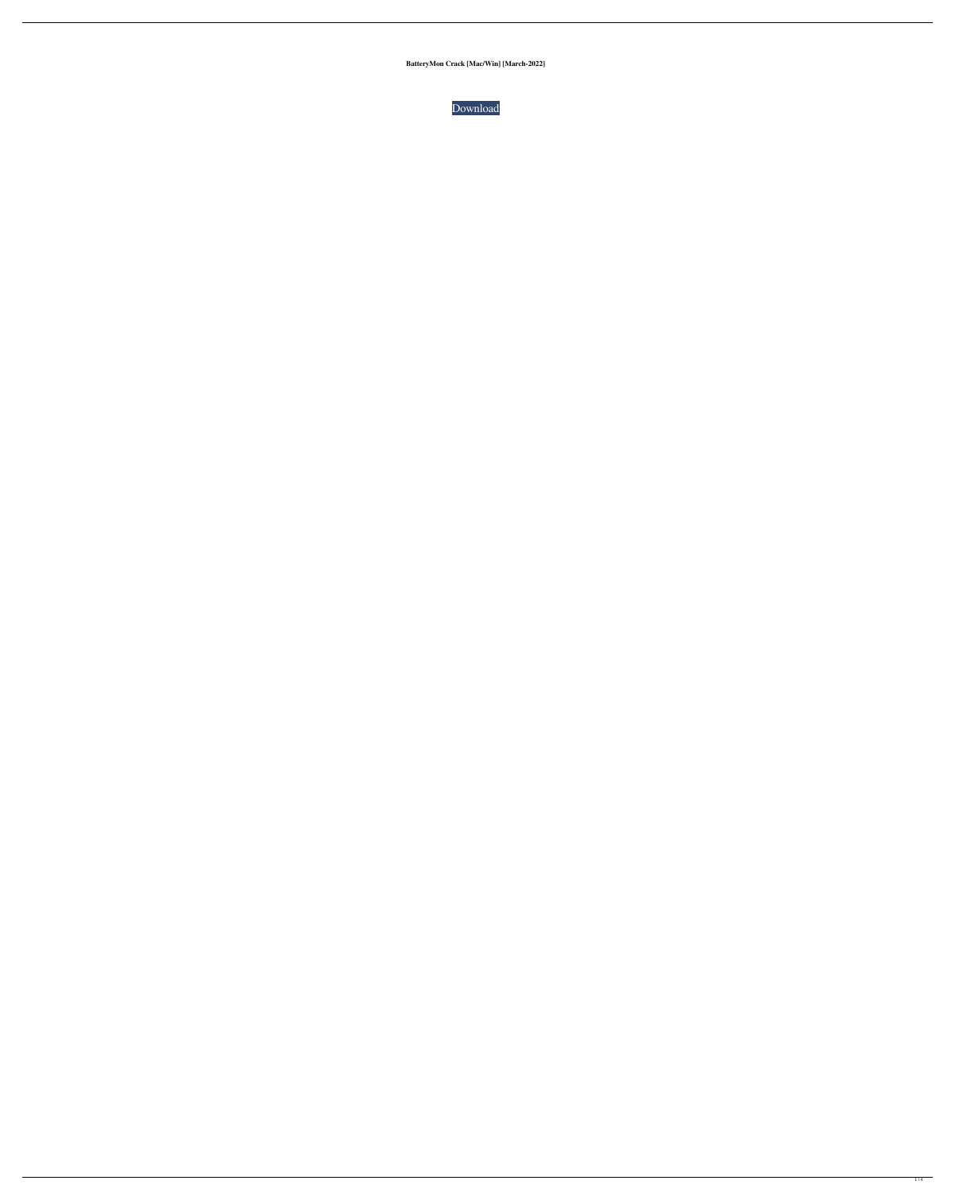**BatteryMon Crack [Mac/Win] [March-2022]**

Download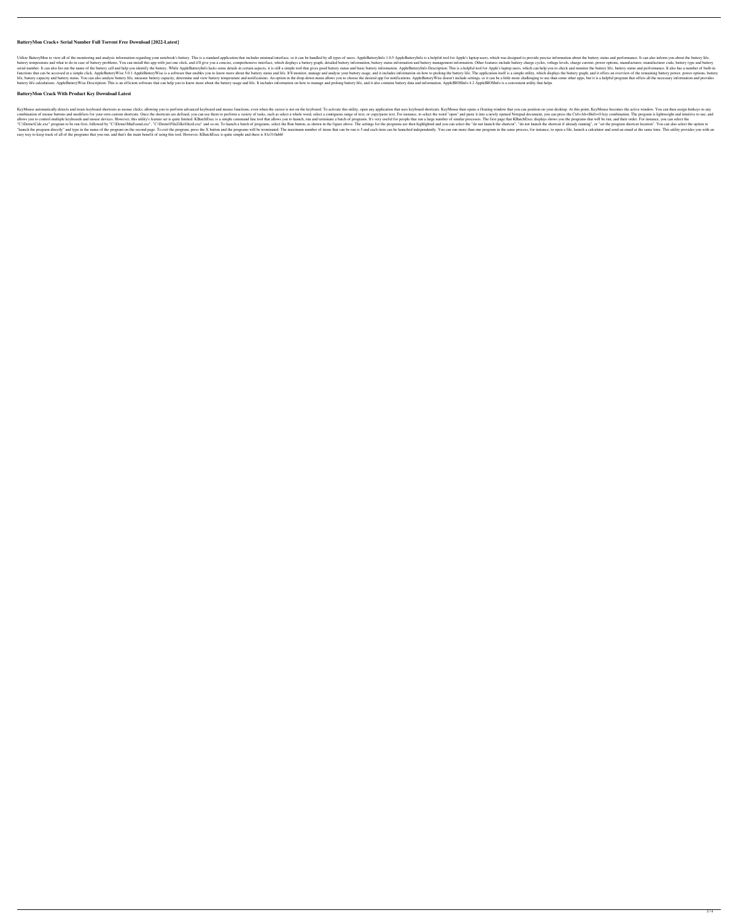## BatteryMon Crack+ Serial Number Full Torrent Free Download [2022-Latest]

Utilize BatteryMon to view all of the monitoring and analysis information regarding your notebook's battery. This is a standard application that includes minimal interface, so it can be handled by all types of users. AppleBatteryInfo 1.0.5 AppleBatteryInfo is a helpful tool for Apple's laptop users, which was designed to provide precise information about the battery status and performance. It can also inform you about the battery life, battery temperature and what to do in case of battery problems. You can install this app with just one click, and it'll give you a concise, comprehensive interface, which displays a battery graph, detailed battery information, battery status information and battery management information. Other features include battery charge cycles, voltage levels, charge current, power options, manufacturer, manufacturer code, battery type and battery serial number. It can also list out the name of the battery cell and help you identify the battery. While AppleBatteryInfo lacks some details in certain aspects, it is still a simple tool that gives good battery status and basic battery information. AppleBatteryInfo Description: This is a helpful tool for Apple's laptop users, which can help you to check and monitor the battery life, battery status and performance. It also has a number of built-in functions that can be accessed at a simple click. AppleBatteryWise 5.0.1 AppleBatteryWise is a software that enables you to know more about the battery status and life. It'll monitor, manage and analyze your battery usage, and it includes information on how to prolong the battery life. The application itself is a simple utility, which displays the battery graph, and it offers an overview of the remaining battery power, power options, battery life, battery capacity and battery status. You can also analyze battery life, measure battery capacity, determine and view battery temperature and notifications. An option in the drop-down menu allows you to choose the desired app for notifications. AppleBatteryWise doesn't include settings, so it can be a little more challenging to use than some other apps, but it is a helpful program that offers all the necessary information and provides battery life calculations. AppleBatteryWise Description: This is an efficient software that can help you to know more about the battery usage and life. It includes information on how to manage and prolong battery life, and it also contains battery data and information. AppleBIOSInfo 4.2 AppleBIOSInfo is a convenient utility that helps

## BatteryMon Crack With Product Key Download Latest

KeyMouse automatically detects and treats keyboard shortcuts as mouse clicks, allowing you to perform advanced keyboard and mouse functions, even when the cursor is not on the keyboard. To activate this utility, open any application that uses keyboard shortcuts. KeyMouse then opens a floating window that you can position on your desktop. At this point, KeyMouse becomes the active window. You can then assign hotkeys to any combination of mouse buttons and modifiers for your own custom shortcuts. Once the shortcuts are defined, you can use them to perform a variety of tasks, such as select a whole word, select a contiguous range of text, or copy/paste text. For instance, to select the word "open" and paste it into a newly opened Notepad document, you can press the Ctrl+Alt+Shift+O key combination. The program is lightweight and intuitive to use, and allows you to control multiple keyboards and mouse devices. However, this utility's feature set is quite limited. KBatchExec is a simple command line tool that allows you to launch, run and terminate a batch of programs. It's very useful for people that run a large number of similar processes. The first page that KBatchExec displays shows you the programs that will be run, and their order. For instance, you can select the "C:\Demo\Calc.exe" program to be run first, followed by "C:\Demo\Mail\send.exe", "C:\Demo\FileZilla\filezil.exe" and so on. To launch a batch of programs, select the Run button, as shown in the figure above. The settings for the programs are then highlighted and you can select the "do not launch the shortcut", "do not launch the shortcut if already running", or "set the program shortcut location". You can also select the option to "launch the program directly" and type in the name of the program on the second page. To exit the program, press the X button and the programs will be terminated. The maximum number of items that can be run is 5 and each item can be launched independently. You can run more than one program in the same process, for instance, to open a file, launch a calculator and send an email at the same time. This utility provides you with an easy way to keep track of all of the programs that you run, and that's the main benefit of using this tool. However, KBatchExec is quite simple and there is 81e310abbf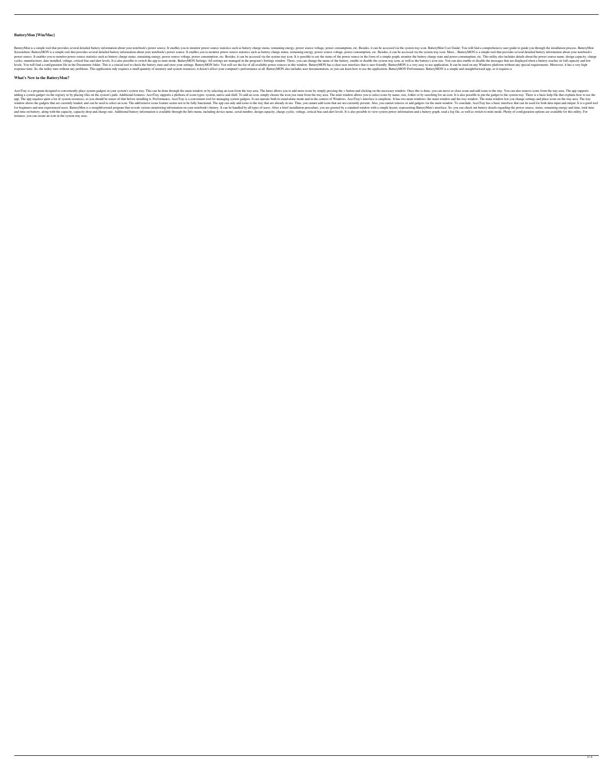## BatteryMon [Win/Mac]

BatteryMon is a simple tool that provides several detailed battery information about your notebook's power source. It enables you to monitor power source statistics such as battery charge status, remaining energy, power source voltage, power consumption, etc. Besides, it can be accessed via the system tray icon. BatteryMon User Guide: You will find a comprehensive user guide to guide you through the installation process. BatteryMon Screenshots: BatteryMON is a simple tool that provides several detailed battery information about your notebook's power source. It enables you to monitor power source statistics such as battery charge status, remaining energy, power source voltage, power consumption, etc. Besides, it can be accessed via the system tray icon. More... BatteryMON is a simple tool that provides several detailed battery information about your notebook's power source. It enables you to monitor power source statistics such as battery charge status, remaining energy, power source voltage, power consumption, etc. Besides, it can be accessed via the system tray icon. It is possible to see the status of the power source in the form of a simple graph, monitor the battery charge state and power consumption, etc. This utility also includes details about the power source name, design capacity, charge cycles, manufacturer, date installed, voltage, critical bias and alert levels. It is also possible to switch the app to mini mode. BatteryMON Settings: All settings are managed in the program's Settings window. There, you can change the name of the battery, enable or disable the system tray icon, as well as the battery's icon size. You can also enable or disable the messages that are displayed when a battery reaches its full capacity and low levels. You will find a configuration file in the Documents folder. This is a crucial tool to check the battery state and store your settings. BatteryMON Info: You will see the list of all available power sources in this window. BatteryMON has a clear user interface that is user-friendly. BatteryMON is a very easy to use application. It can be used on any Windows platform without any special requirements. Moreover, it has a very high response time. So, the utility runs without any problems. This application only requires a small quantity of memory and system resources; it doesn't affect your computer's performance at all. BatteryMON also includes user documentation, so you can learn how to use the application. BatteryMON Performance: BatteryMON is a simple and straightforward app, so it requires a

## What's New in the BatteryMon?

AcerTray is a program designed to conveniently place system gadgets in your system's system tray. This can be done through the main window or by selecting an icon from the tray area. The latter allows you to add more icons by simply pressing the + button and clicking on the necessary window. Once this is done, you can move or close icons and add icons to the tray. You can also remove icons from the tray area. The app supports adding a system gadget via the registry or by placing files on the system's path. Additional features: AcerTray supports a plethora of icons types: system, native and shell. To add an icon, simply choose the icon you want from the tray area. The mini window allows you to select icons by name, size, folder or by searching for an icon. It is also possible to pin the gadget to the system tray. There is a basic help file that explains how to use the app. The app requires quite a lot of system resources, so you should be aware of that before installing it. Performance: AcerTray is a convenient tool for managing system gadgets. It can operate both in stand-alone mode and in the context of Windows. AcerTray's interface is simplistic. It has two main windows: the main window and the tray window. The main window lets you change settings and place icons on the tray area. The tray window shows the gadgets that are currently loaded, and can be used to select an icon. The add/remove icons feature seems not to be fully functional. The app can only add icons to the tray that are already in use. Thus, you cannot add icons that are not currently present. Also, you cannot remove or add gadgets via the main window. To conclude, AcerTray has a basic interface that can be used for both data input and output. It is a good tool for beginners and non-experienced users. BatteryMon is a straightforward program that reveals various monitoring information on your notebook's battery. It can be handled by all types of users. After a brief installation procedure, you are greeted by a standard window with a simple layout, representing BatteryMon's interface. So, you can check out battery details regarding the power source, status, remaining energy and time, total time and time on battery, along with the capacity, capacity drop and charge rate. Additional battery information is available through the Info menu, including device name, serial number, design capacity, charge cycles, voltage, critical bias and alert levels. It is also possible to view system power information and a battery graph, read a log file, as well as switch to mini mode. Plenty of configuration options are available for this utility. For instance, you can create an icon in the system tray area,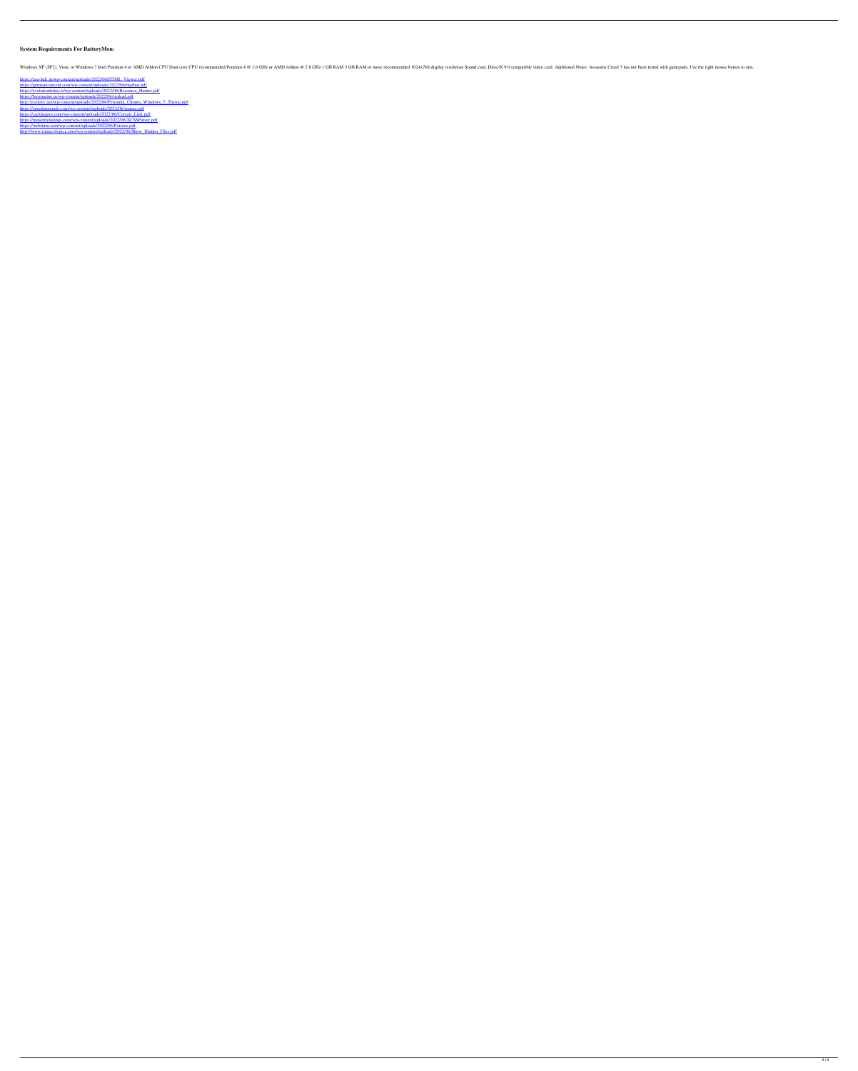**System Requirements For BatteryMon:**

Windows XP (SP2), Vista, or Windows 7 Intel Pentium 4 or AMD Athlon CPU Dual core CPU recommended Pentium 4 @ 3.6 GHz or AMD Athlon @ 2.8 GHz 1 GB RAM 3 GB RAM or more recommended 1024x768 display resolution Sound card, DirectX 9.0 compatible video card. Additional Notes: Assassins Creed 3 has not been tested with gamepads. Use the right mouse button to aim.

https://asu-bali.jp/wp-content/uploads/2022/06/HTML_Viewer.pdf
https://germanconcept.com/wp-content/uploads/2022/06/marlkar.pdf
https://evolutionbikes.it/wp-content/uploads/2022/06/Resource_Hunter.pdf
https://buymecoffee.co/wp-content/uploads/2022/06/uzukad.pdf
http://ecolovy.net/wp-content/uploads/2022/06/Priyanka_Chopra_Windows_7_Theme.pdf
https://speedhappenads.com/wp-content/uploads/2022/06/gsimu.pdf
https://rackingpro.com/wp-content/uploads/2022/06/Corsair_Link.pdf
https://minorityarchitects.com/wp-content/uploads/2022/06/XCSSParser.pdf
https://webtium.com/wp-content/uploads/2022/06/Potrace.pdf
http://www.rutaecologica.com/wp-content/uploads/2022/06/Show_Hidden_Files.pdf